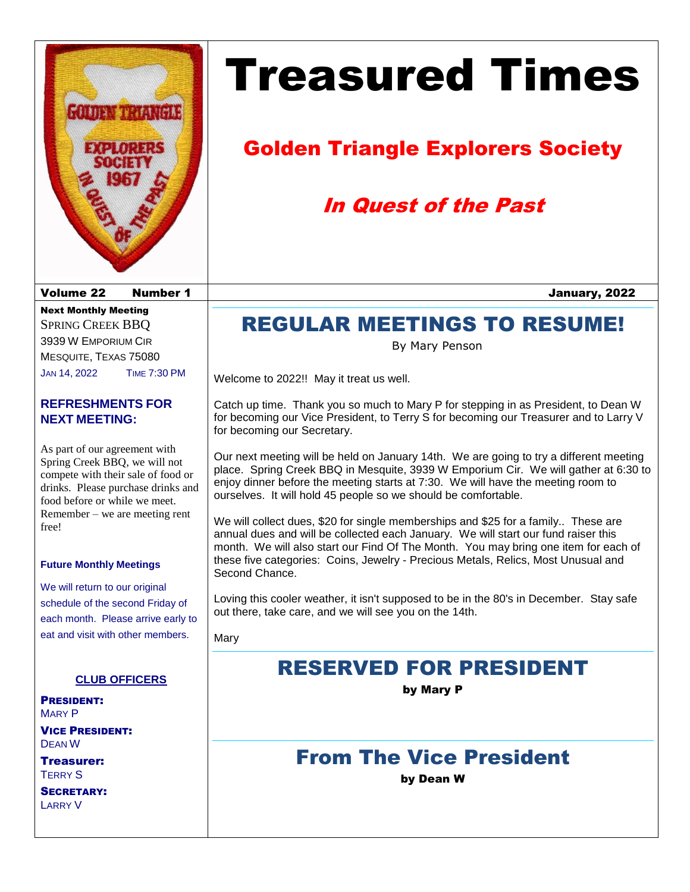# Treasured Times

## Golden Triangle Explorers Society

### *In Quest of the Past*

**Volume 22 Number 1** **January, 2022**

**Next Monthly Meeting**
Spring Creek BBQ
3939 W Emporium Cir
Mesquite, Texas 75080
Jan 14, 2022 Time 7:30 PM

### REFRESHMENTS FOR NEXT MEETING:

As part of our agreement with Spring Creek BBQ, we will not compete with their sale of food or drinks. Please purchase drinks and food before or while we meet. Remember – we are meeting rent free!

**Future Monthly Meetings**

We will return to our original schedule of the second Friday of each month. Please arrive early to eat and visit with other members.

**CLUB OFFICERS**

**President:**
Mary P

**Vice President:**
Dean W

**Treasurer:**
Terry S

**Secretary:**
Larry V

## REGULAR MEETINGS TO RESUME!

By Mary Penson

Welcome to 2022!! May it treat us well.

Catch up time. Thank you so much to Mary P for stepping in as President, to Dean W for becoming our Vice President, to Terry S for becoming our Treasurer and to Larry V for becoming our Secretary.

Our next meeting will be held on January 14th. We are going to try a different meeting place. Spring Creek BBQ in Mesquite, 3939 W Emporium Cir. We will gather at 6:30 to enjoy dinner before the meeting starts at 7:30. We will have the meeting room to ourselves. It will hold 45 people so we should be comfortable.

We will collect dues, $20 for single memberships and $25 for a family.. These are annual dues and will be collected each January. We will start our fund raiser this month. We will also start our Find Of The Month. You may bring one item for each of these five categories: Coins, Jewelry - Precious Metals, Relics, Most Unusual and Second Chance.

Loving this cooler weather, it isn't supposed to be in the 80's in December. Stay safe out there, take care, and we will see you on the 14th.

Mary

## RESERVED FOR PRESIDENT

**by Mary P**

## From The Vice President

**by Dean W**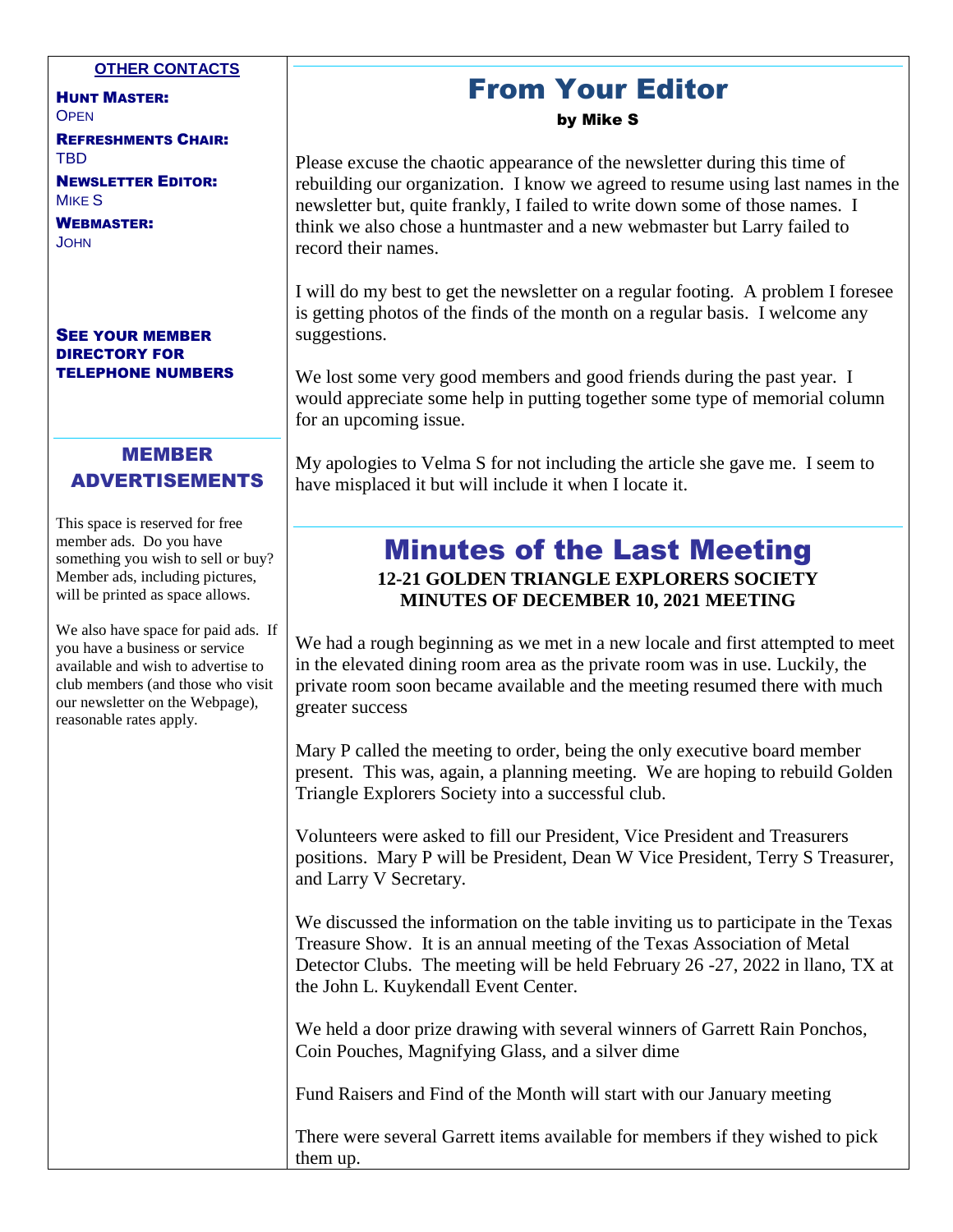**OTHER CONTACTS**

**HUNT MASTER:**
OPEN

**REFRESHMENTS CHAIR:**
TBD

**NEWSLETTER EDITOR:**
MIKE S

**WEBMASTER:**
JOHN

**SEE YOUR MEMBER DIRECTORY FOR TELEPHONE NUMBERS**

## MEMBER ADVERTISEMENTS

This space is reserved for free member ads. Do you have something you wish to sell or buy? Member ads, including pictures, will be printed as space allows.

We also have space for paid ads. If you have a business or service available and wish to advertise to club members (and those who visit our newsletter on the Webpage), reasonable rates apply.

# From Your Editor

**by Mike S**

Please excuse the chaotic appearance of the newsletter during this time of rebuilding our organization. I know we agreed to resume using last names in the newsletter but, quite frankly, I failed to write down some of those names. I think we also chose a huntmaster and a new webmaster but Larry failed to record their names.

I will do my best to get the newsletter on a regular footing. A problem I foresee is getting photos of the finds of the month on a regular basis. I welcome any suggestions.

We lost some very good members and good friends during the past year. I would appreciate some help in putting together some type of memorial column for an upcoming issue.

My apologies to Velma S for not including the article she gave me. I seem to have misplaced it but will include it when I locate it.

# Minutes of the Last Meeting

**12-21 GOLDEN TRIANGLE EXPLORERS SOCIETY**
**MINUTES OF DECEMBER 10, 2021 MEETING**

We had a rough beginning as we met in a new locale and first attempted to meet in the elevated dining room area as the private room was in use. Luckily, the private room soon became available and the meeting resumed there with much greater success

Mary P called the meeting to order, being the only executive board member present. This was, again, a planning meeting. We are hoping to rebuild Golden Triangle Explorers Society into a successful club.

Volunteers were asked to fill our President, Vice President and Treasurers positions. Mary P will be President, Dean W Vice President, Terry S Treasurer, and Larry V Secretary.

We discussed the information on the table inviting us to participate in the Texas Treasure Show. It is an annual meeting of the Texas Association of Metal Detector Clubs. The meeting will be held February 26 -27, 2022 in llano, TX at the John L. Kuykendall Event Center.

We held a door prize drawing with several winners of Garrett Rain Ponchos, Coin Pouches, Magnifying Glass, and a silver dime

Fund Raisers and Find of the Month will start with our January meeting

There were several Garrett items available for members if they wished to pick them up.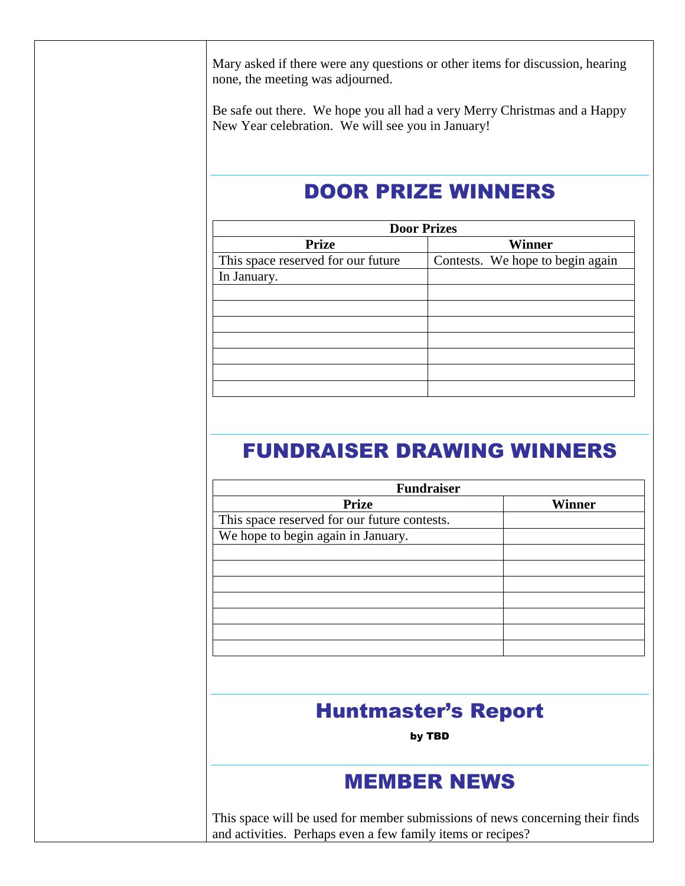Mary asked if there were any questions or other items for discussion, hearing none, the meeting was adjourned.

Be safe out there. We hope you all had a very Merry Christmas and a Happy New Year celebration. We will see you in January!

## DOOR PRIZE WINNERS

| Door Prizes | |
|---|---|
| **Prize** | **Winner** |
| This space reserved for our future | Contests. We hope to begin again |
| In January. | |
| | |
| | |
| | |
| | |
| | |
| | |
| | |

## FUNDRAISER DRAWING WINNERS

| Fundraiser | |
|---|---|
| **Prize** | **Winner** |
| This space reserved for our future contests. | |
| We hope to begin again in January. | |
| | |
| | |
| | |
| | |
| | |
| | |
| | |

## Huntmaster's Report

**by TBD**

## MEMBER NEWS

This space will be used for member submissions of news concerning their finds and activities. Perhaps even a few family items or recipes?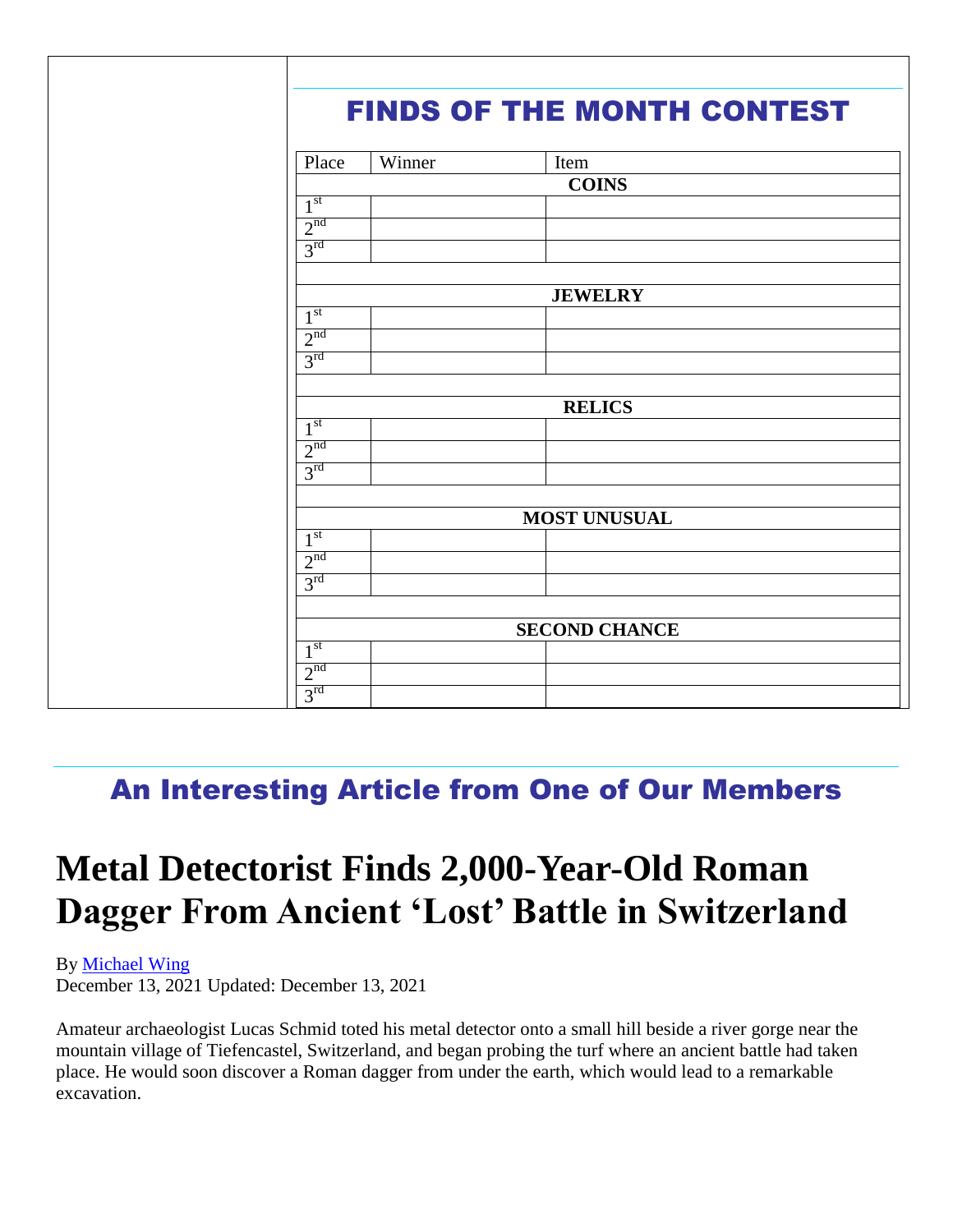## FINDS OF THE MONTH CONTEST

| Place | Winner | Item |
| --- | --- | --- |
| **COINS** | | |
| 1st | | |
| 2nd | | |
| 3rd | | |
| | | |
| **JEWELRY** | | |
| 1st | | |
| 2nd | | |
| 3rd | | |
| | | |
| **RELICS** | | |
| 1st | | |
| 2nd | | |
| 3rd | | |
| | | |
| **MOST UNUSUAL** | | |
| 1st | | |
| 2nd | | |
| 3rd | | |
| | | |
| **SECOND CHANCE** | | |
| 1st | | |
| 2nd | | |
| 3rd | | |

## An Interesting Article from One of Our Members

# Metal Detectorist Finds 2,000-Year-Old Roman Dagger From Ancient 'Lost' Battle in Switzerland

By Michael Wing
December 13, 2021 Updated: December 13, 2021

Amateur archaeologist Lucas Schmid toted his metal detector onto a small hill beside a river gorge near the mountain village of Tiefencastel, Switzerland, and began probing the turf where an ancient battle had taken place. He would soon discover a Roman dagger from under the earth, which would lead to a remarkable excavation.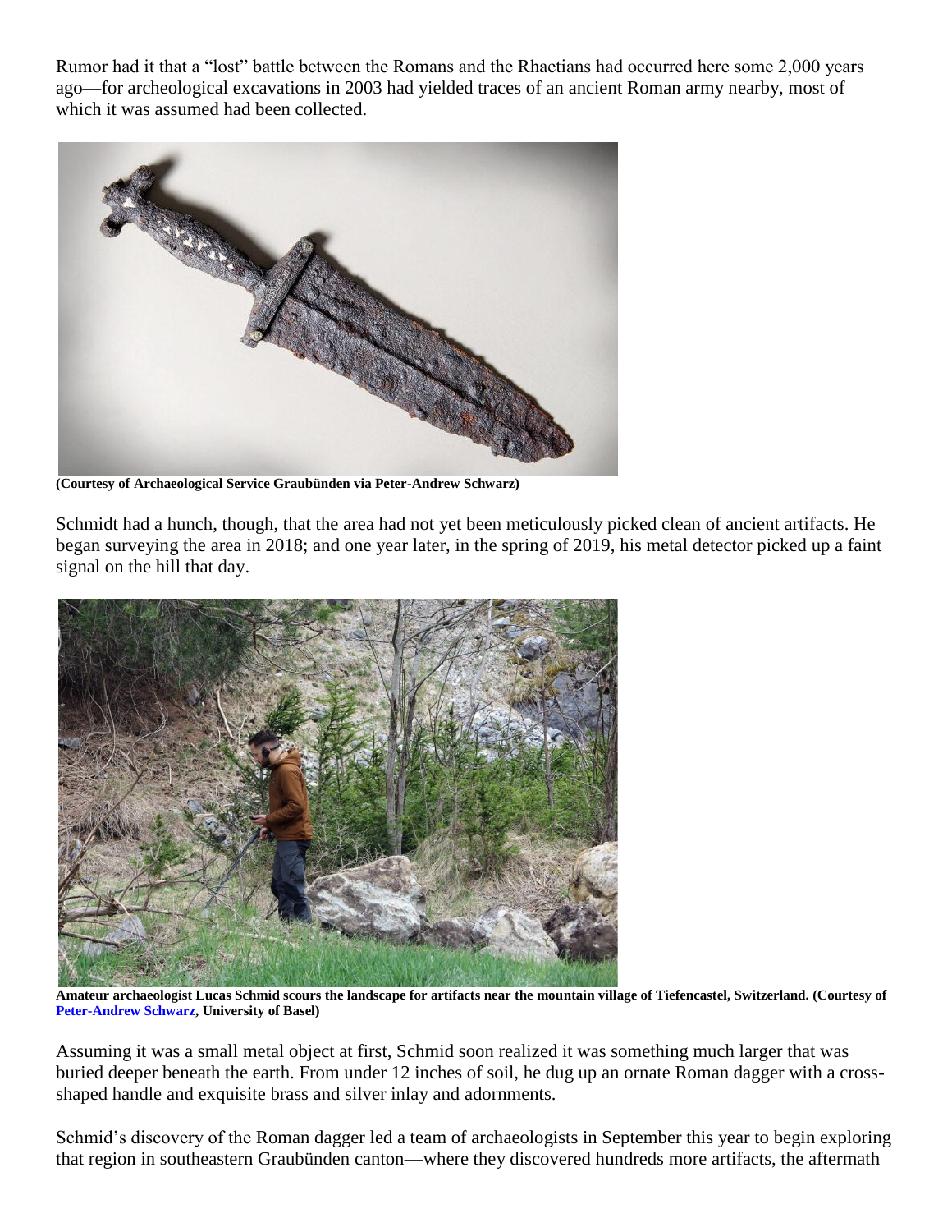Rumor had it that a "lost" battle between the Romans and the Rhaetians had occurred here some 2,000 years ago—for archeological excavations in 2003 had yielded traces of an ancient Roman army nearby, most of which it was assumed had been collected.

**(Courtesy of Archaeological Service Graubünden via Peter-Andrew Schwarz)**

Schmidt had a hunch, though, that the area had not yet been meticulously picked clean of ancient artifacts. He began surveying the area in 2018; and one year later, in the spring of 2019, his metal detector picked up a faint signal on the hill that day.

**Amateur archaeologist Lucas Schmid scours the landscape for artifacts near the mountain village of Tiefencastel, Switzerland. (Courtesy of Peter-Andrew Schwarz, University of Basel)**

Assuming it was a small metal object at first, Schmid soon realized it was something much larger that was buried deeper beneath the earth. From under 12 inches of soil, he dug up an ornate Roman dagger with a cross-shaped handle and exquisite brass and silver inlay and adornments.

Schmid's discovery of the Roman dagger led a team of archaeologists in September this year to begin exploring that region in southeastern Graubünden canton—where they discovered hundreds more artifacts, the aftermath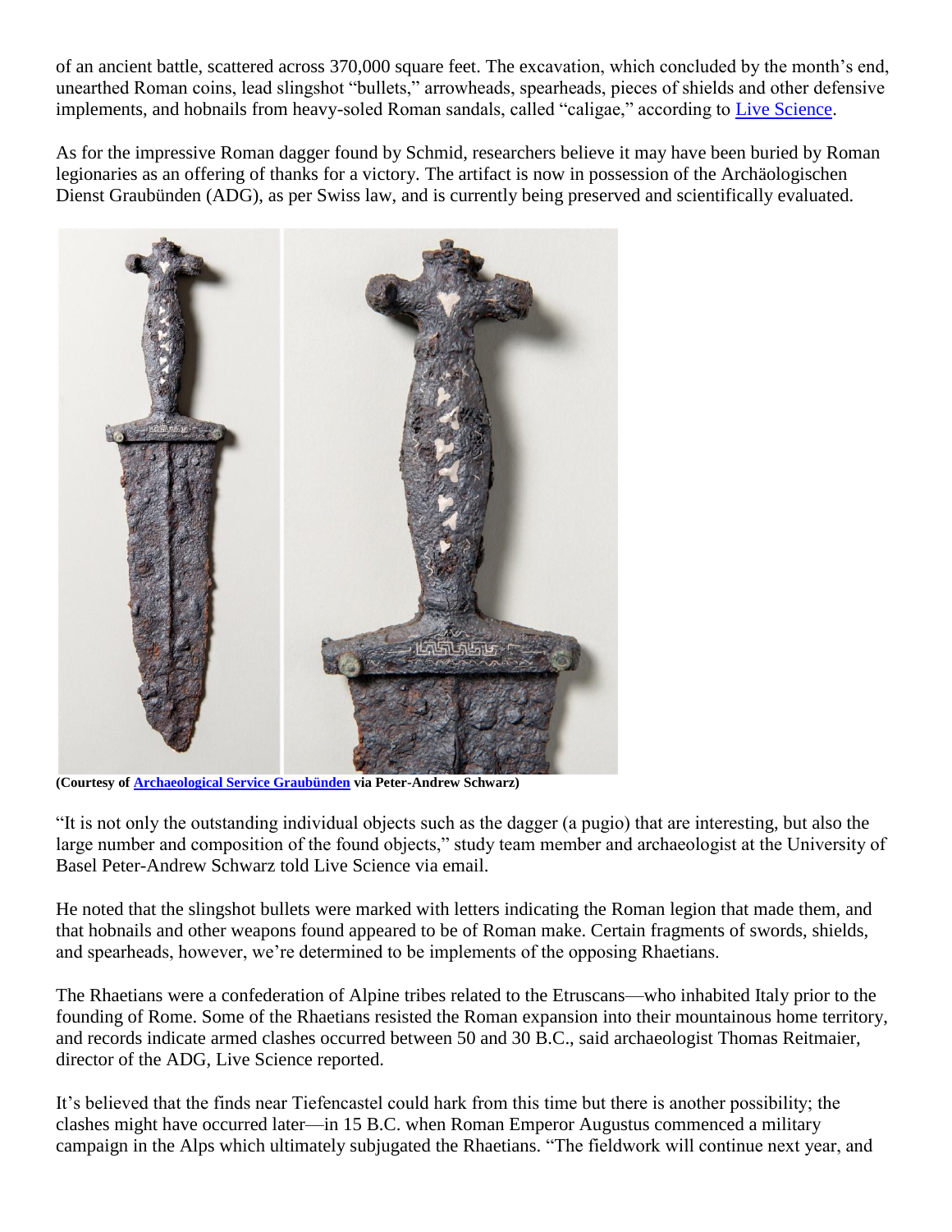of an ancient battle, scattered across 370,000 square feet. The excavation, which concluded by the month's end, unearthed Roman coins, lead slingshot "bullets," arrowheads, spearheads, pieces of shields and other defensive implements, and hobnails from heavy-soled Roman sandals, called "caligae," according to Live Science.

As for the impressive Roman dagger found by Schmid, researchers believe it may have been buried by Roman legionaries as an offering of thanks for a victory. The artifact is now in possession of the Archäologischen Dienst Graubünden (ADG), as per Swiss law, and is currently being preserved and scientifically evaluated.

**(Courtesy of Archaeological Service Graubünden via Peter-Andrew Schwarz)**

"It is not only the outstanding individual objects such as the dagger (a pugio) that are interesting, but also the large number and composition of the found objects," study team member and archaeologist at the University of Basel Peter-Andrew Schwarz told Live Science via email.

He noted that the slingshot bullets were marked with letters indicating the Roman legion that made them, and that hobnails and other weapons found appeared to be of Roman make. Certain fragments of swords, shields, and spearheads, however, we're determined to be implements of the opposing Rhaetians.

The Rhaetians were a confederation of Alpine tribes related to the Etruscans—who inhabited Italy prior to the founding of Rome. Some of the Rhaetians resisted the Roman expansion into their mountainous home territory, and records indicate armed clashes occurred between 50 and 30 B.C., said archaeologist Thomas Reitmaier, director of the ADG, Live Science reported.

It's believed that the finds near Tiefencastel could hark from this time but there is another possibility; the clashes might have occurred later—in 15 B.C. when Roman Emperor Augustus commenced a military campaign in the Alps which ultimately subjugated the Rhaetians. "The fieldwork will continue next year, and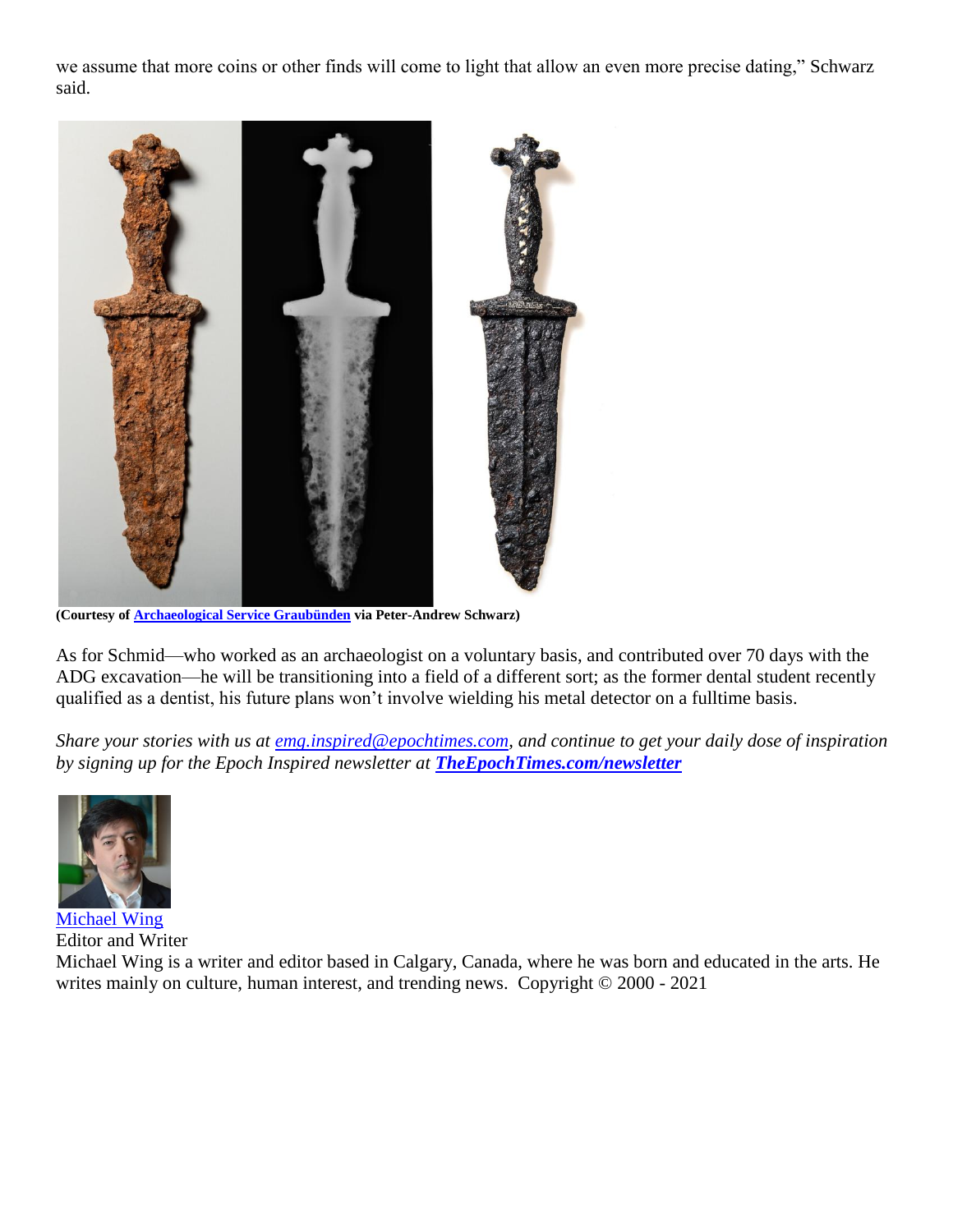we assume that more coins or other finds will come to light that allow an even more precise dating," Schwarz said.

**(Courtesy of Archaeological Service Graubünden via Peter-Andrew Schwarz)**

As for Schmid—who worked as an archaeologist on a voluntary basis, and contributed over 70 days with the ADG excavation—he will be transitioning into a field of a different sort; as the former dental student recently qualified as a dentist, his future plans won't involve wielding his metal detector on a fulltime basis.

*Share your stories with us at emg.inspired@epochtimes.com, and continue to get your daily dose of inspiration by signing up for the Epoch Inspired newsletter at* ***TheEpochTimes.com/newsletter***

Michael Wing
Editor and Writer
Michael Wing is a writer and editor based in Calgary, Canada, where he was born and educated in the arts. He writes mainly on culture, human interest, and trending news. Copyright © 2000 - 2021